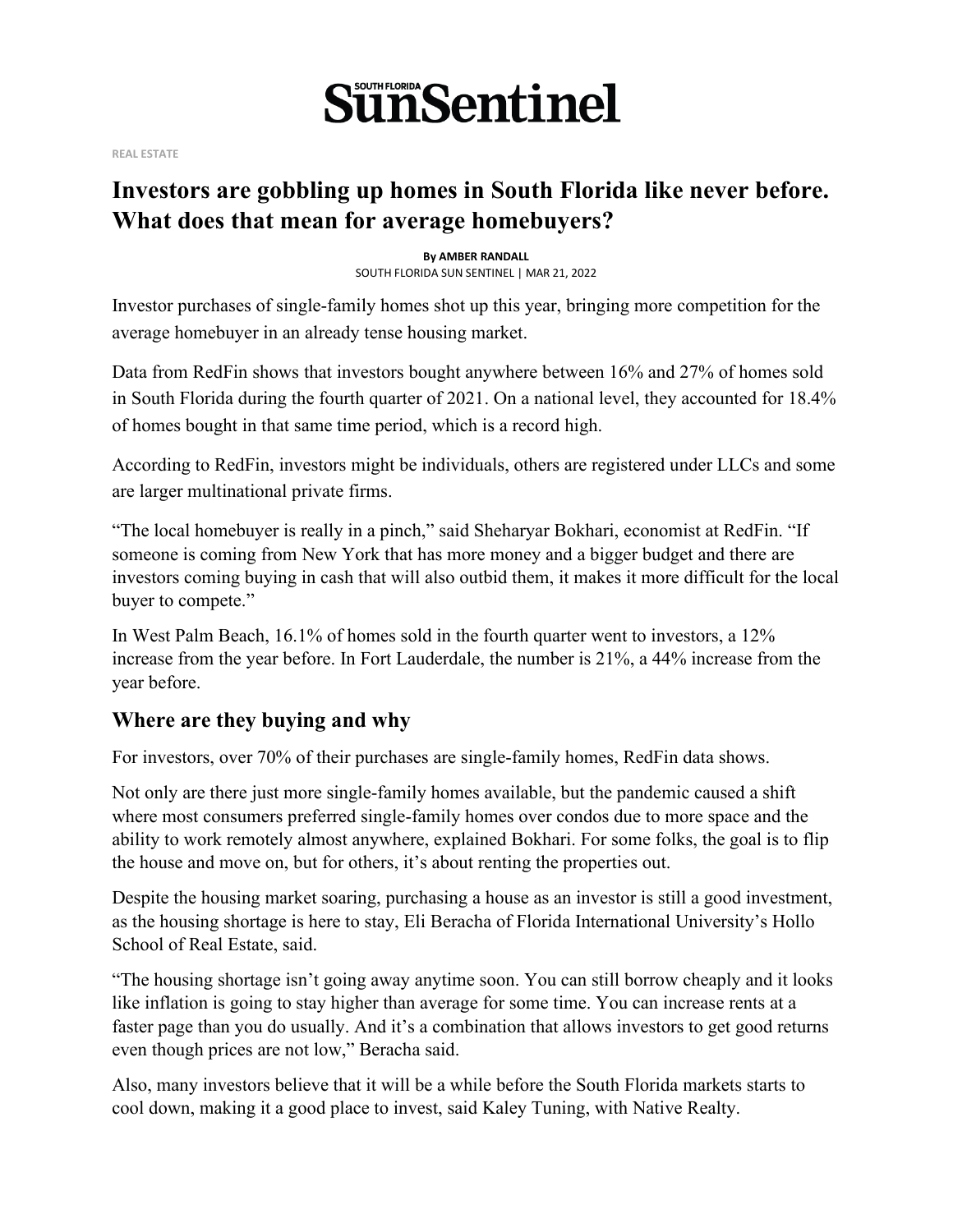# South Florida Sun Sentinel

REAL ESTATE

## Investors are gobbling up homes in South Florida like never before. What does that mean for average homebuyers?

**By AMBER RANDALL**
SOUTH FLORIDA SUN SENTINEL | MAR 21, 2022

Investor purchases of single-family homes shot up this year, bringing more competition for the average homebuyer in an already tense housing market.

Data from RedFin shows that investors bought anywhere between 16% and 27% of homes sold in South Florida during the fourth quarter of 2021. On a national level, they accounted for 18.4% of homes bought in that same time period, which is a record high.

According to RedFin, investors might be individuals, others are registered under LLCs and some are larger multinational private firms.

"The local homebuyer is really in a pinch," said Sheharyar Bokhari, economist at RedFin. "If someone is coming from New York that has more money and a bigger budget and there are investors coming buying in cash that will also outbid them, it makes it more difficult for the local buyer to compete."

In West Palm Beach, 16.1% of homes sold in the fourth quarter went to investors, a 12% increase from the year before. In Fort Lauderdale, the number is 21%, a 44% increase from the year before.

### Where are they buying and why

For investors, over 70% of their purchases are single-family homes, RedFin data shows.

Not only are there just more single-family homes available, but the pandemic caused a shift where most consumers preferred single-family homes over condos due to more space and the ability to work remotely almost anywhere, explained Bokhari. For some folks, the goal is to flip the house and move on, but for others, it's about renting the properties out.

Despite the housing market soaring, purchasing a house as an investor is still a good investment, as the housing shortage is here to stay, Eli Beracha of Florida International University's Hollo School of Real Estate, said.

"The housing shortage isn't going away anytime soon. You can still borrow cheaply and it looks like inflation is going to stay higher than average for some time. You can increase rents at a faster page than you do usually. And it's a combination that allows investors to get good returns even though prices are not low," Beracha said.

Also, many investors believe that it will be a while before the South Florida markets starts to cool down, making it a good place to invest, said Kaley Tuning, with Native Realty.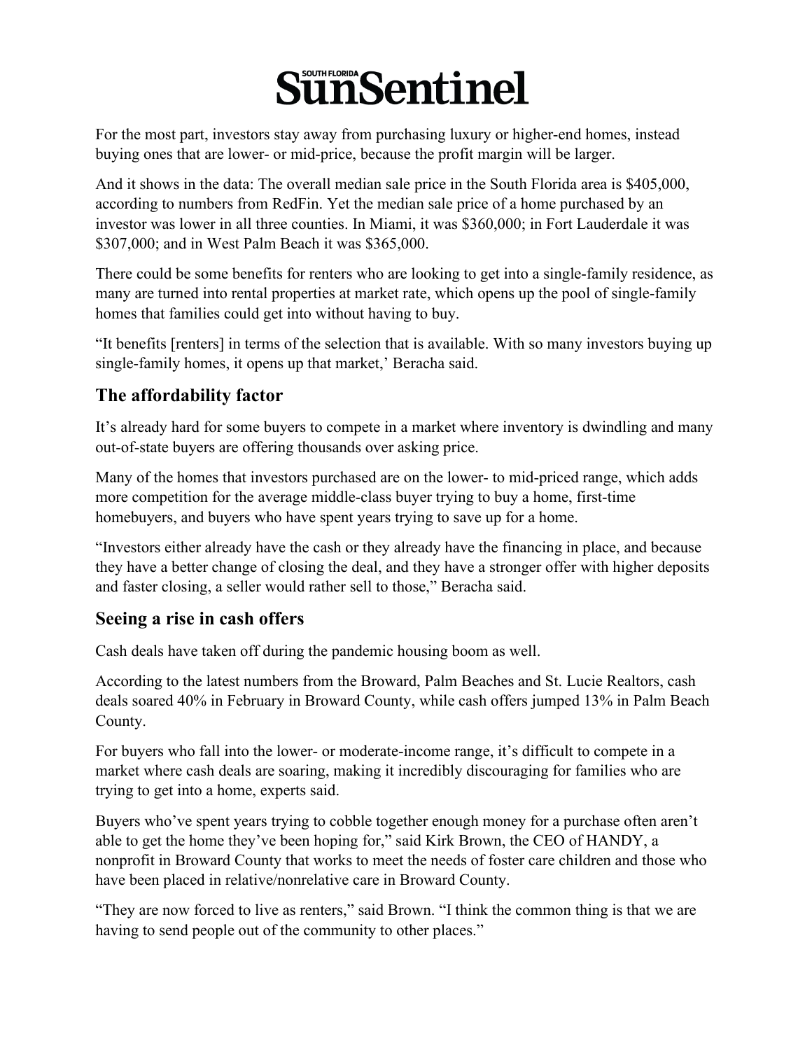For the most part, investors stay away from purchasing luxury or higher-end homes, instead buying ones that are lower- or mid-price, because the profit margin will be larger.

And it shows in the data: The overall median sale price in the South Florida area is $405,000, according to numbers from RedFin. Yet the median sale price of a home purchased by an investor was lower in all three counties. In Miami, it was $360,000; in Fort Lauderdale it was $307,000; and in West Palm Beach it was $365,000.

There could be some benefits for renters who are looking to get into a single-family residence, as many are turned into rental properties at market rate, which opens up the pool of single-family homes that families could get into without having to buy.

"It benefits [renters] in terms of the selection that is available. With so many investors buying up single-family homes, it opens up that market,' Beracha said.

## The affordability factor

It's already hard for some buyers to compete in a market where inventory is dwindling and many out-of-state buyers are offering thousands over asking price.

Many of the homes that investors purchased are on the lower- to mid-priced range, which adds more competition for the average middle-class buyer trying to buy a home, first-time homebuyers, and buyers who have spent years trying to save up for a home.

"Investors either already have the cash or they already have the financing in place, and because they have a better change of closing the deal, and they have a stronger offer with higher deposits and faster closing, a seller would rather sell to those," Beracha said.

## Seeing a rise in cash offers

Cash deals have taken off during the pandemic housing boom as well.

According to the latest numbers from the Broward, Palm Beaches and St. Lucie Realtors, cash deals soared 40% in February in Broward County, while cash offers jumped 13% in Palm Beach County.

For buyers who fall into the lower- or moderate-income range, it's difficult to compete in a market where cash deals are soaring, making it incredibly discouraging for families who are trying to get into a home, experts said.

Buyers who've spent years trying to cobble together enough money for a purchase often aren't able to get the home they've been hoping for," said Kirk Brown, the CEO of HANDY, a nonprofit in Broward County that works to meet the needs of foster care children and those who have been placed in relative/nonrelative care in Broward County.

"They are now forced to live as renters," said Brown. "I think the common thing is that we are having to send people out of the community to other places."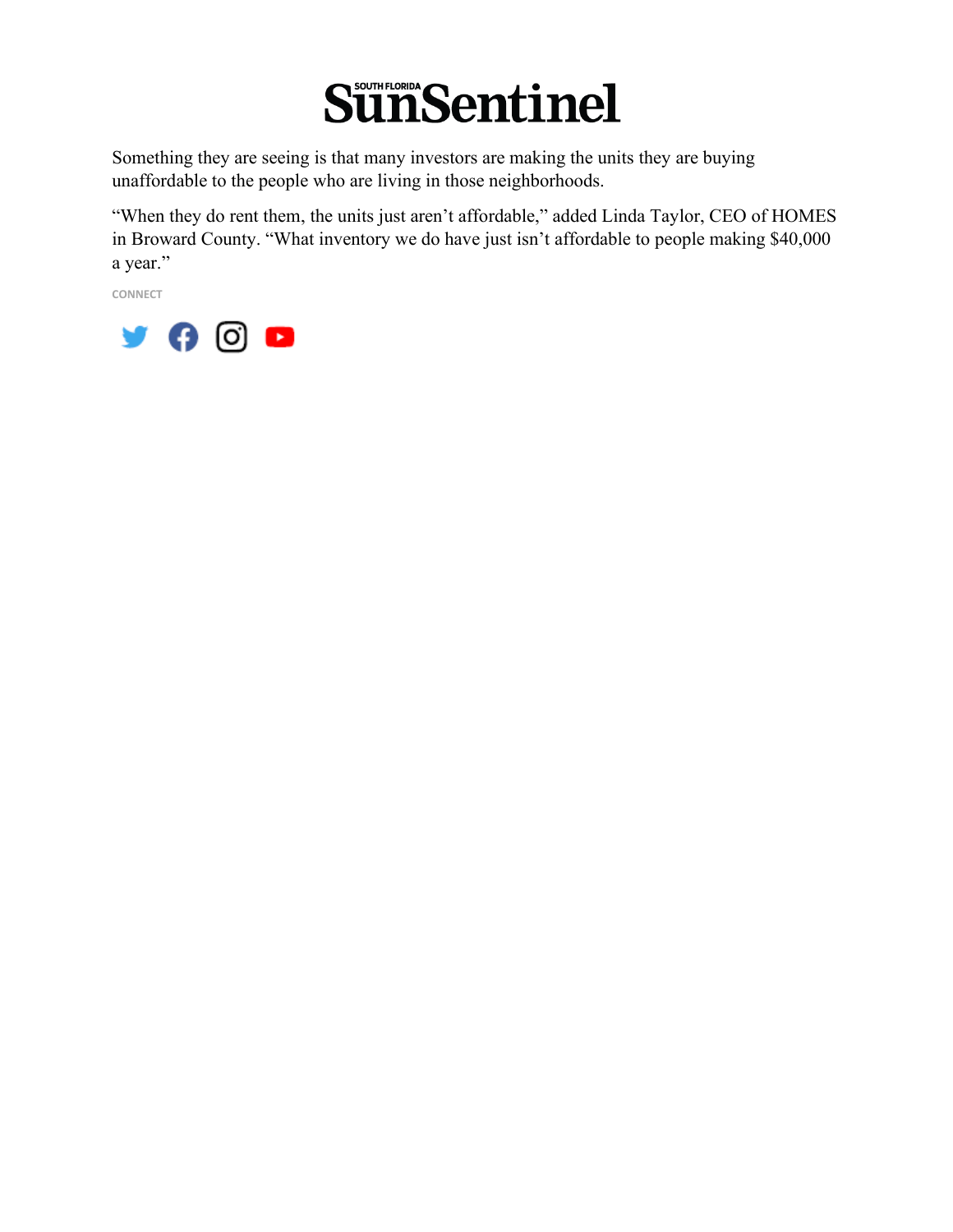Something they are seeing is that many investors are making the units they are buying unaffordable to the people who are living in those neighborhoods.

“When they do rent them, the units just aren’t affordable,” added Linda Taylor, CEO of HOMES in Broward County. “What inventory we do have just isn’t affordable to people making $40,000 a year.”

CONNECT